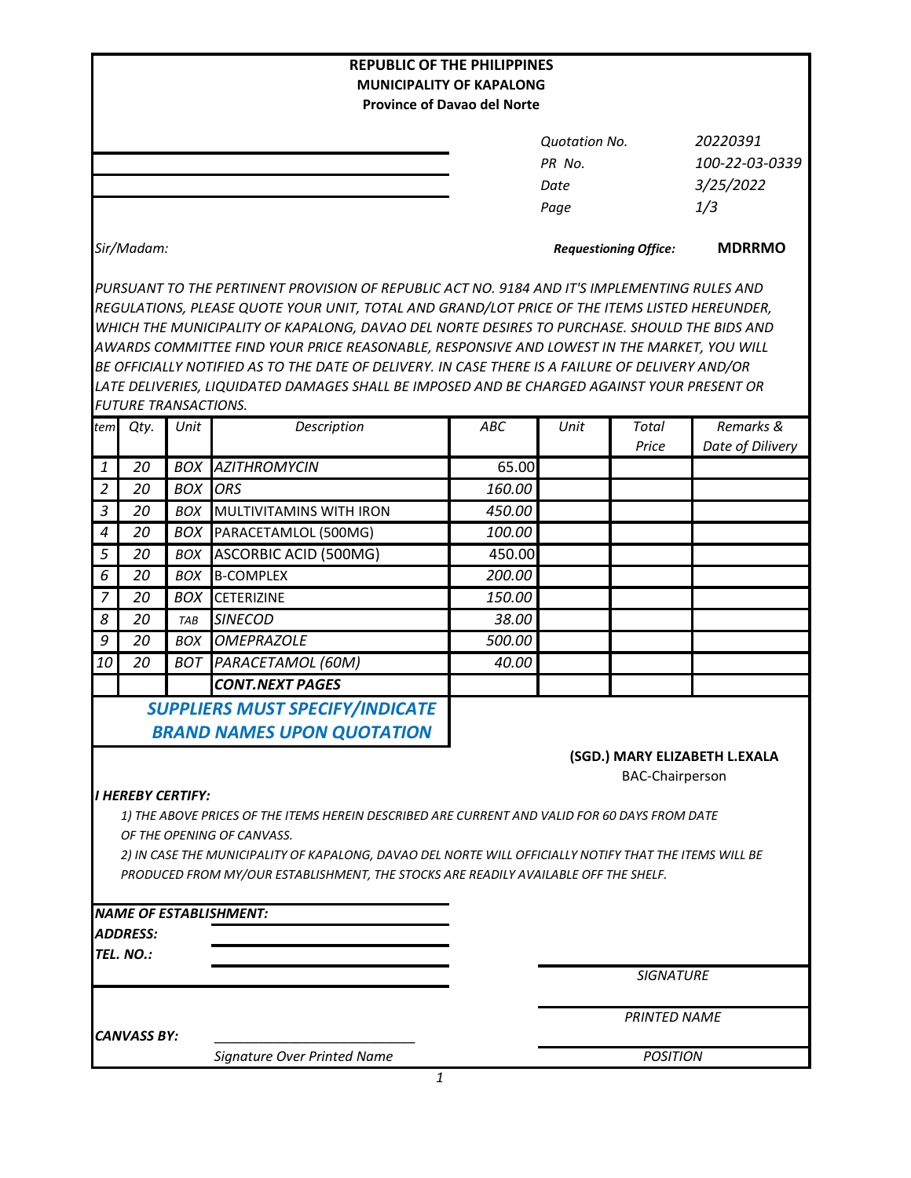**REPUBLIC OF THE PHILIPPINES**
**MUNICIPALITY OF KAPALONG**
**Province of Davao del Norte**

| | |
|---|---|
| *Quotation No.* | *20220391* |
| *PR No.* | *100-22-03-0339* |
| *Date* | *3/25/2022* |
| *Page* | *1/3* |

*Sir/Madam:*

***Requestioning Office:*** **MDRRMO**

*PURSUANT TO THE PERTINENT PROVISION OF REPUBLIC ACT NO. 9184 AND IT'S IMPLEMENTING RULES AND REGULATIONS, PLEASE QUOTE YOUR UNIT, TOTAL AND GRAND/LOT PRICE OF THE ITEMS LISTED HEREUNDER, WHICH THE MUNICIPALITY OF KAPALONG, DAVAO DEL NORTE DESIRES TO PURCHASE. SHOULD THE BIDS AND AWARDS COMMITTEE FIND YOUR PRICE REASONABLE, RESPONSIVE AND LOWEST IN THE MARKET, YOU WILL BE OFFICIALLY NOTIFIED AS TO THE DATE OF DELIVERY. IN CASE THERE IS A FAILURE OF DELIVERY AND/OR LATE DELIVERIES, LIQUIDATED DAMAGES SHALL BE IMPOSED AND BE CHARGED AGAINST YOUR PRESENT OR FUTURE TRANSACTIONS.*

| *Item* | *Qty.* | *Unit* | *Description* | *ABC* | *Unit* | *Total Price* | *Remarks & Date of Dilivery* |
|---|---|---|---|---|---|---|---|
| 1 | 20 | BOX | AZITHROMYCIN | 65.00 | | | |
| 2 | 20 | BOX | ORS | 160.00 | | | |
| 3 | 20 | BOX | MULTIVITAMINS WITH IRON | 450.00 | | | |
| 4 | 20 | BOX | PARACETAMLOL (500MG) | 100.00 | | | |
| 5 | 20 | BOX | ASCORBIC ACID (500MG) | 450.00 | | | |
| 6 | 20 | BOX | B-COMPLEX | 200.00 | | | |
| 7 | 20 | BOX | CETERIZINE | 150.00 | | | |
| 8 | 20 | TAB | SINECOD | 38.00 | | | |
| 9 | 20 | BOX | OMEPRAZOLE | 500.00 | | | |
| 10 | 20 | BOT | PARACETAMOL (60M) | 40.00 | | | |
| | | | **CONT.NEXT PAGES** | | | | |

***SUPPLIERS MUST SPECIFY/INDICATE BRAND NAMES UPON QUOTATION***

**(SGD.) MARY ELIZABETH L.EXALA**
BAC-Chairperson

***I HEREBY CERTIFY:***

*1) THE ABOVE PRICES OF THE ITEMS HEREIN DESCRIBED ARE CURRENT AND VALID FOR 60 DAYS FROM DATE OF THE OPENING OF CANVASS.*

*2) IN CASE THE MUNICIPALITY OF KAPALONG, DAVAO DEL NORTE WILL OFFICIALLY NOTIFY THAT THE ITEMS WILL BE PRODUCED FROM MY/OUR ESTABLISHMENT, THE STOCKS ARE READILY AVAILABLE OFF THE SHELF.*

***NAME OF ESTABLISHMENT:***
***ADDRESS:***
***TEL. NO.:***

*SIGNATURE*

*PRINTED NAME*

***CANVASS BY:*** ___________________________
*Signature Over Printed Name*

*POSITION*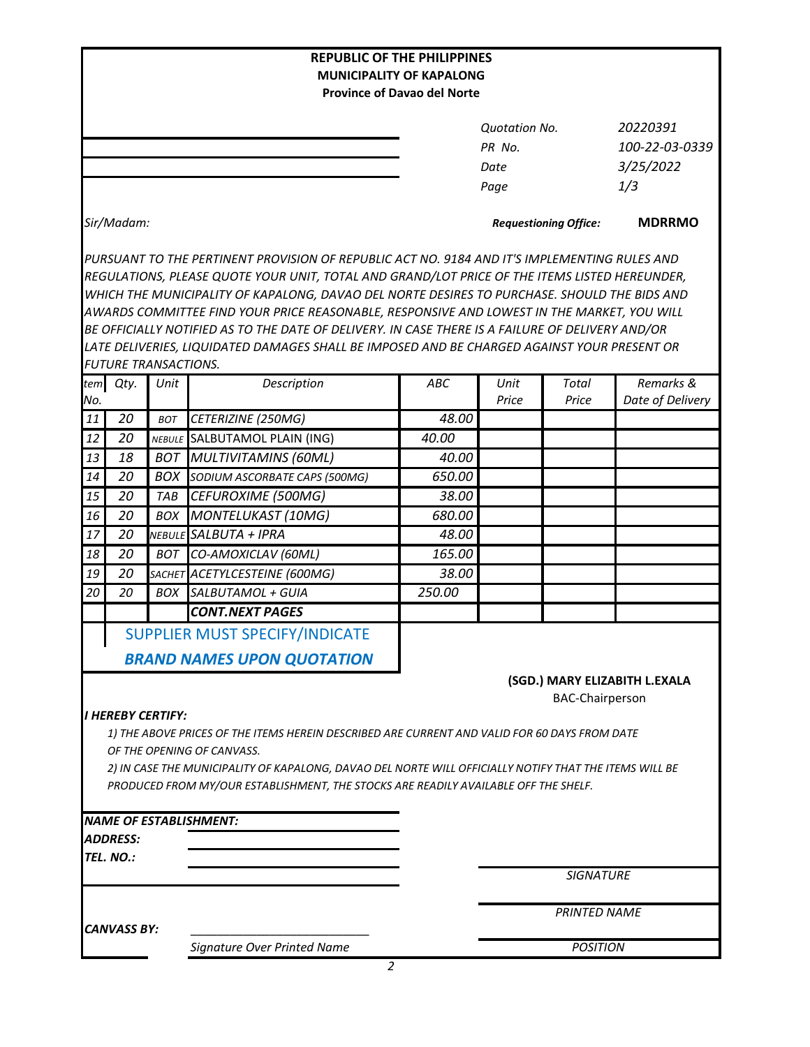**REPUBLIC OF THE PHILIPPINES**
**MUNICIPALITY OF KAPALONG**
**Province of Davao del Norte**

| | |
|---|---|
| *Quotation No.* | *20220391* |
| *PR No.* | *100-22-03-0339* |
| *Date* | *3/25/2022* |
| *Page* | *1/3* |

*Sir/Madam:*

***Requestioning Office:*** **MDRRMO**

*PURSUANT TO THE PERTINENT PROVISION OF REPUBLIC ACT NO. 9184 AND IT'S IMPLEMENTING RULES AND REGULATIONS, PLEASE QUOTE YOUR UNIT, TOTAL AND GRAND/LOT PRICE OF THE ITEMS LISTED HEREUNDER, WHICH THE MUNICIPALITY OF KAPALONG, DAVAO DEL NORTE DESIRES TO PURCHASE. SHOULD THE BIDS AND AWARDS COMMITTEE FIND YOUR PRICE REASONABLE, RESPONSIVE AND LOWEST IN THE MARKET, YOU WILL BE OFFICIALLY NOTIFIED AS TO THE DATE OF DELIVERY. IN CASE THERE IS A FAILURE OF DELIVERY AND/OR LATE DELIVERIES, LIQUIDATED DAMAGES SHALL BE IMPOSED AND BE CHARGED AGAINST YOUR PRESENT OR FUTURE TRANSACTIONS.*

| Item No. | Qty. | Unit | Description | ABC | Unit Price | Total Price | Remarks & Date of Delivery |
|---|---|---|---|---|---|---|---|
| 11 | 20 | BOT | CETERIZINE (250MG) | 48.00 | | | |
| 12 | 20 | NEBULE | SALBUTAMOL PLAIN (ING) | 40.00 | | | |
| 13 | 18 | BOT | MULTIVITAMINS (60ML) | 40.00 | | | |
| 14 | 20 | BOX | SODIUM ASCORBATE CAPS (500MG) | 650.00 | | | |
| 15 | 20 | TAB | CEFUROXIME (500MG) | 38.00 | | | |
| 16 | 20 | BOX | MONTELUKAST (10MG) | 680.00 | | | |
| 17 | 20 | NEBULE | SALBUTA + IPRA | 48.00 | | | |
| 18 | 20 | BOT | CO-AMOXICLAV (60ML) | 165.00 | | | |
| 19 | 20 | SACHET | ACETYLCESTEINE (600MG) | 38.00 | | | |
| 20 | 20 | BOX | SALBUTAMOL + GUIA | 250.00 | | | |
| | | | **CONT.NEXT PAGES** | | | | |

SUPPLIER MUST SPECIFY/INDICATE
***BRAND NAMES UPON QUOTATION***

**(SGD.) MARY ELIZABITH L.EXALA**
BAC-Chairperson

***I HEREBY CERTIFY:***

1) *THE ABOVE PRICES OF THE ITEMS HEREIN DESCRIBED ARE CURRENT AND VALID FOR 60 DAYS FROM DATE OF THE OPENING OF CANVASS.*
2) *IN CASE THE MUNICIPALITY OF KAPALONG, DAVAO DEL NORTE WILL OFFICIALLY NOTIFY THAT THE ITEMS WILL BE PRODUCED FROM MY/OUR ESTABLISHMENT, THE STOCKS ARE READILY AVAILABLE OFF THE SHELF.*

***NAME OF ESTABLISHMENT:*** ____________________
***ADDRESS:*** ____________________
***TEL. NO.:*** ____________________

____________________
*SIGNATURE*

____________________
*PRINTED NAME*

____________________
*POSITION*

***CANVASS BY:*** ____________________
*Signature Over Printed Name*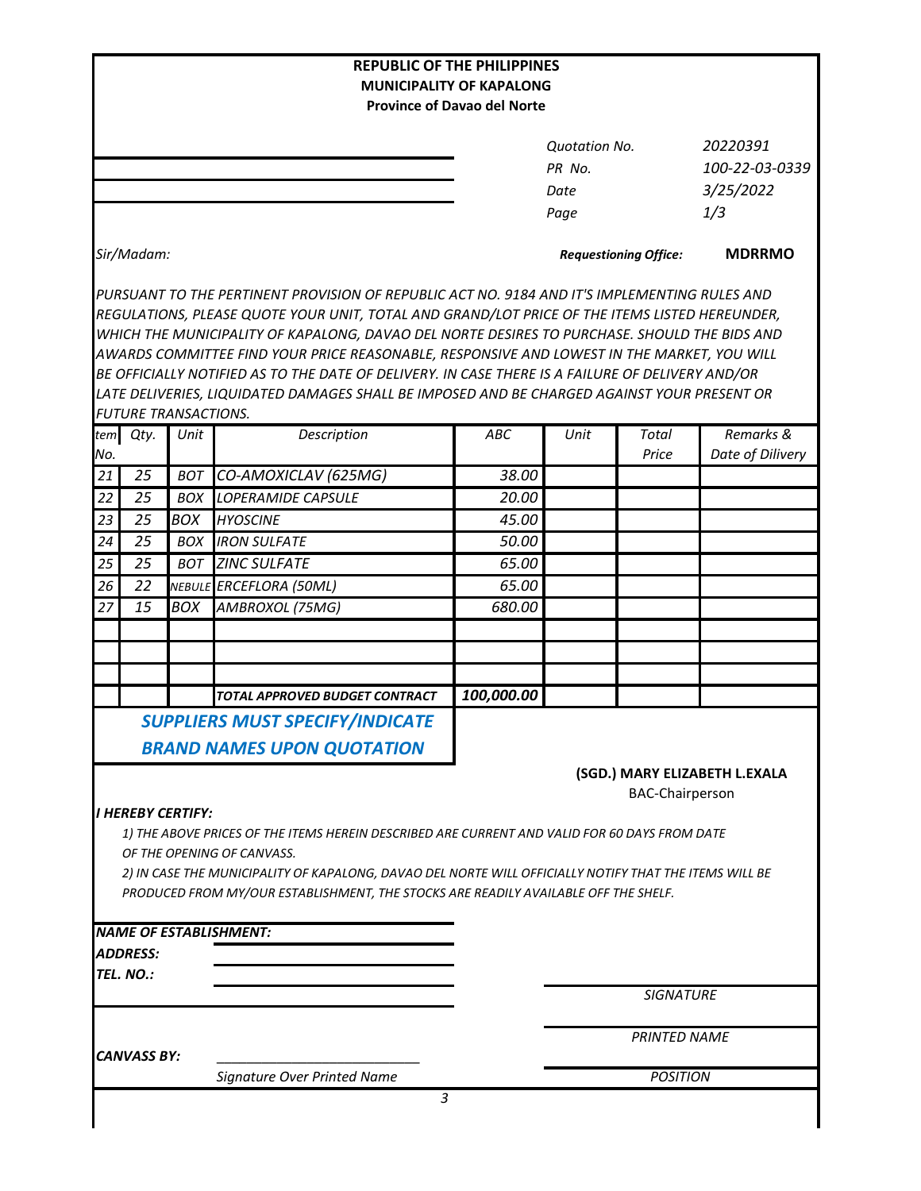**REPUBLIC OF THE PHILIPPINES**
**MUNICIPALITY OF KAPALONG**
**Province of Davao del Norte**

| | |
|---|---|
| *Quotation No.* | *20220391* |
| *PR No.* | *100-22-03-0339* |
| *Date* | *3/25/2022* |
| *Page* | *1/3* |

*Sir/Madam:*

***Requestioning Office:*** **MDRRMO**

*PURSUANT TO THE PERTINENT PROVISION OF REPUBLIC ACT NO. 9184 AND IT'S IMPLEMENTING RULES AND REGULATIONS, PLEASE QUOTE YOUR UNIT, TOTAL AND GRAND/LOT PRICE OF THE ITEMS LISTED HEREUNDER, WHICH THE MUNICIPALITY OF KAPALONG, DAVAO DEL NORTE DESIRES TO PURCHASE. SHOULD THE BIDS AND AWARDS COMMITTEE FIND YOUR PRICE REASONABLE, RESPONSIVE AND LOWEST IN THE MARKET, YOU WILL BE OFFICIALLY NOTIFIED AS TO THE DATE OF DELIVERY. IN CASE THERE IS A FAILURE OF DELIVERY AND/OR LATE DELIVERIES, LIQUIDATED DAMAGES SHALL BE IMPOSED AND BE CHARGED AGAINST YOUR PRESENT OR FUTURE TRANSACTIONS.*

| *Item No.* | *Qty.* | *Unit* | *Description* | *ABC* | *Unit* | *Total Price* | *Remarks & Date of Dilivery* |
|---|---|---|---|---|---|---|---|
| *21* | *25* | *BOT* | *CO-AMOXICLAV (625MG)* | *38.00* | | | |
| *22* | *25* | *BOX* | *LOPERAMIDE CAPSULE* | *20.00* | | | |
| *23* | *25* | *BOX* | *HYOSCINE* | *45.00* | | | |
| *24* | *25* | *BOX* | *IRON SULFATE* | *50.00* | | | |
| *25* | *25* | *BOT* | *ZINC SULFATE* | *65.00* | | | |
| *26* | *22* | *NEBULE* | *ERCEFLORA (50ML)* | *65.00* | | | |
| *27* | *15* | *BOX* | *AMBROXOL (75MG)* | *680.00* | | | |
| | | | | | | | |
| | | | | | | | |
| | | | | | | | |
| | | | ***TOTAL APPROVED BUDGET CONTRACT*** | ***100,000.00*** | | | |

***SUPPLIERS MUST SPECIFY/INDICATE BRAND NAMES UPON QUOTATION***

**(SGD.) MARY ELIZABETH L.EXALA**
BAC-Chairperson

***I HEREBY CERTIFY:***

*1) THE ABOVE PRICES OF THE ITEMS HEREIN DESCRIBED ARE CURRENT AND VALID FOR 60 DAYS FROM DATE OF THE OPENING OF CANVASS.*

*2) IN CASE THE MUNICIPALITY OF KAPALONG, DAVAO DEL NORTE WILL OFFICIALLY NOTIFY THAT THE ITEMS WILL BE PRODUCED FROM MY/OUR ESTABLISHMENT, THE STOCKS ARE READILY AVAILABLE OFF THE SHELF.*

***NAME OF ESTABLISHMENT:***

***ADDRESS:***

***TEL. NO.:***

*SIGNATURE*

*PRINTED NAME*

***CANVASS BY:*** ___________________________

*Signature Over Printed Name*

*POSITION*